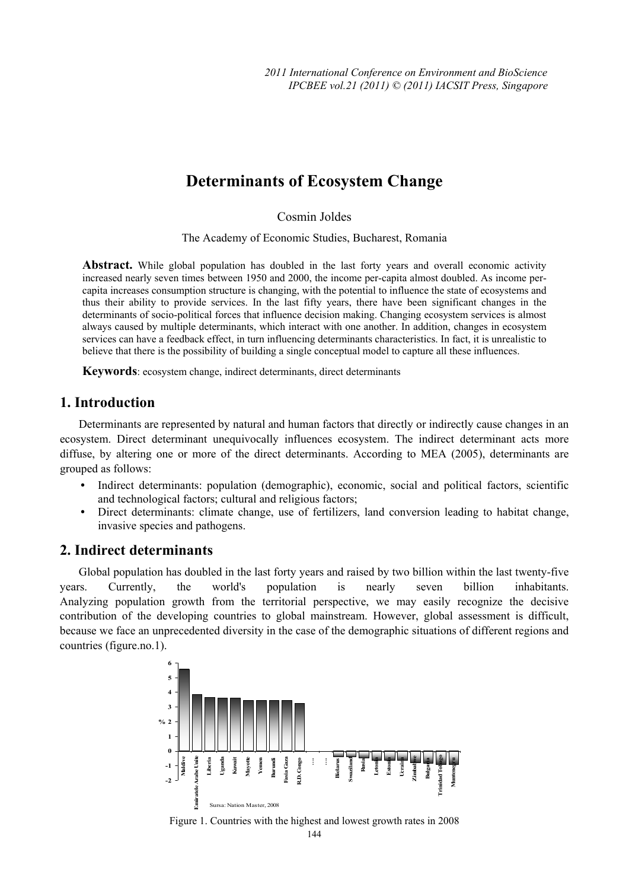# Determinants of Ecosystem Change

Cosmin Joldes

The Academy of Economic Studies, Bucharest, Romania

**Abstract.** While global population has doubled in the last forty years and overall economic activity increased nearly seven times between 1950 and 2000, the income per-capita almost doubled. As income per-capita increases consumption structure is changing, with the potential to influence the state of ecosystems and thus their ability to provide services. In the last fifty years, there have been significant changes in the determinants of socio-political forces that influence decision making. Changing ecosystem services is almost always caused by multiple determinants, which interact with one another. In addition, changes in ecosystem services can have a feedback effect, in turn influencing determinants characteristics. In fact, it is unrealistic to believe that there is the possibility of building a single conceptual model to capture all these influences.

**Keywords**: ecosystem change, indirect determinants, direct determinants

## 1. Introduction

Determinants are represented by natural and human factors that directly or indirectly cause changes in an ecosystem. Direct determinant unequivocally influences ecosystem. The indirect determinant acts more diffuse, by altering one or more of the direct determinants. According to MEA (2005), determinants are grouped as follows:

- Indirect determinants: population (demographic), economic, social and political factors, scientific and technological factors; cultural and religious factors;
- Direct determinants: climate change, use of fertilizers, land conversion leading to habitat change, invasive species and pathogens.

## 2. Indirect determinants

Global population has doubled in the last forty years and raised by two billion within the last twenty-five years. Currently, the world's population is nearly seven billion inhabitants. Analyzing population growth from the territorial perspective, we may easily recognize the decisive contribution of the developing countries to global mainstream. However, global assessment is difficult, because we face an unprecedented diversity in the case of the demographic situations of different regions and countries (figure.no.1).

6
5
4
3
% 2
1
0
-1
-2

Maldive, Emiratele Arabe Unite, Liberia, Uganda, Kuwait, Mayotte, Yemen, Burundi, Fasia Gaza, R.D. Congo, ..., ..., Bielarus, Swaziland, Rusia, Letonia, Estonia, Ucraina, Zimbabwe, Bulgaria, Trinidad Tobago, Muntenegru

Sursa: Nation Master, 2008

Figure 1. Countries with the highest and lowest growth rates in 2008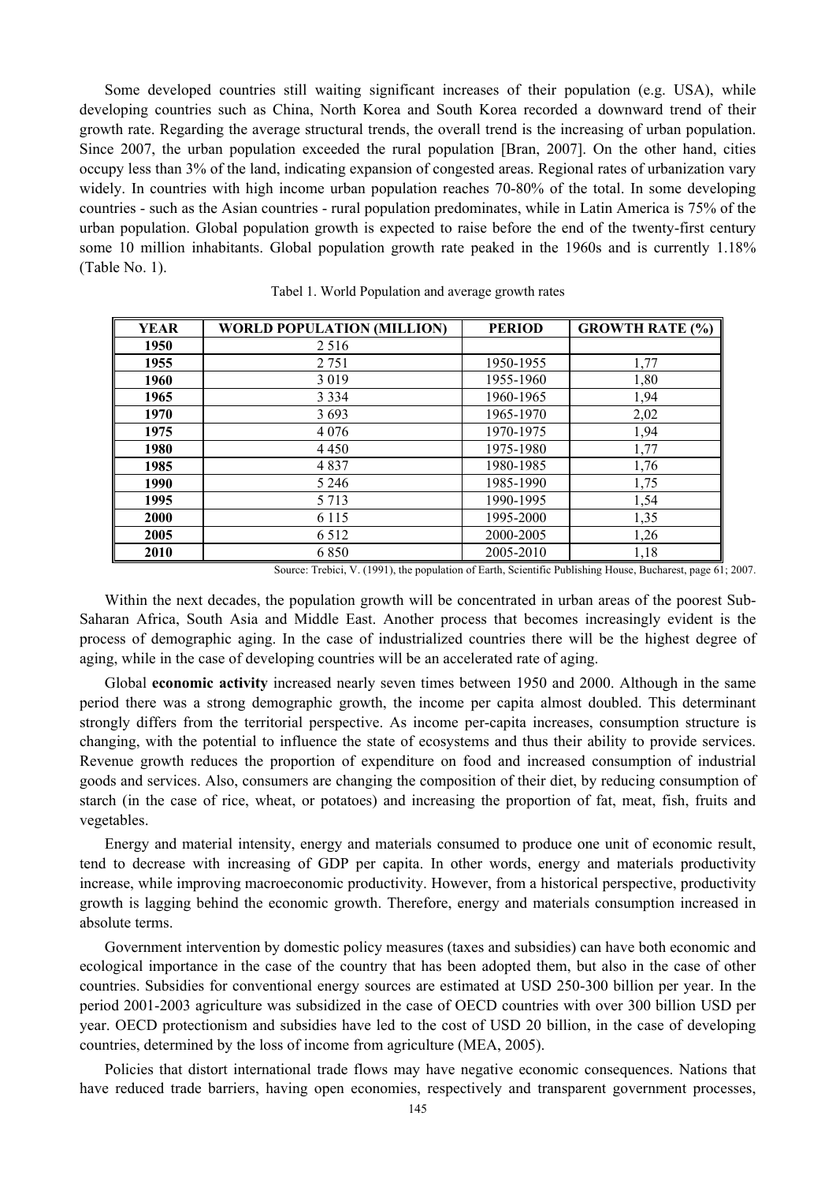Some developed countries still waiting significant increases of their population (e.g. USA), while developing countries such as China, North Korea and South Korea recorded a downward trend of their growth rate. Regarding the average structural trends, the overall trend is the increasing of urban population. Since 2007, the urban population exceeded the rural population [Bran, 2007]. On the other hand, cities occupy less than 3% of the land, indicating expansion of congested areas. Regional rates of urbanization vary widely. In countries with high income urban population reaches 70-80% of the total. In some developing countries - such as the Asian countries - rural population predominates, while in Latin America is 75% of the urban population. Global population growth is expected to raise before the end of the twenty-first century some 10 million inhabitants. Global population growth rate peaked in the 1960s and is currently 1.18% (Table No. 1).

Tabel 1. World Population and average growth rates

| YEAR | WORLD POPULATION (MILLION) | PERIOD | GROWTH RATE (%) |
|---|---|---|---|
| 1950 | 2 516 | | |
| 1955 | 2 751 | 1950-1955 | 1,77 |
| 1960 | 3 019 | 1955-1960 | 1,80 |
| 1965 | 3 334 | 1960-1965 | 1,94 |
| 1970 | 3 693 | 1965-1970 | 2,02 |
| 1975 | 4 076 | 1970-1975 | 1,94 |
| 1980 | 4 450 | 1975-1980 | 1,77 |
| 1985 | 4 837 | 1980-1985 | 1,76 |
| 1990 | 5 246 | 1985-1990 | 1,75 |
| 1995 | 5 713 | 1990-1995 | 1,54 |
| 2000 | 6 115 | 1995-2000 | 1,35 |
| 2005 | 6 512 | 2000-2005 | 1,26 |
| 2010 | 6 850 | 2005-2010 | 1,18 |

Source: Trebici, V. (1991), the population of Earth, Scientific Publishing House, Bucharest, page 61; 2007.

Within the next decades, the population growth will be concentrated in urban areas of the poorest Sub-Saharan Africa, South Asia and Middle East. Another process that becomes increasingly evident is the process of demographic aging. In the case of industrialized countries there will be the highest degree of aging, while in the case of developing countries will be an accelerated rate of aging.

Global **economic activity** increased nearly seven times between 1950 and 2000. Although in the same period there was a strong demographic growth, the income per capita almost doubled. This determinant strongly differs from the territorial perspective. As income per-capita increases, consumption structure is changing, with the potential to influence the state of ecosystems and thus their ability to provide services. Revenue growth reduces the proportion of expenditure on food and increased consumption of industrial goods and services. Also, consumers are changing the composition of their diet, by reducing consumption of starch (in the case of rice, wheat, or potatoes) and increasing the proportion of fat, meat, fish, fruits and vegetables.

Energy and material intensity, energy and materials consumed to produce one unit of economic result, tend to decrease with increasing of GDP per capita. In other words, energy and materials productivity increase, while improving macroeconomic productivity. However, from a historical perspective, productivity growth is lagging behind the economic growth. Therefore, energy and materials consumption increased in absolute terms.

Government intervention by domestic policy measures (taxes and subsidies) can have both economic and ecological importance in the case of the country that has been adopted them, but also in the case of other countries. Subsidies for conventional energy sources are estimated at USD 250-300 billion per year. In the period 2001-2003 agriculture was subsidized in the case of OECD countries with over 300 billion USD per year. OECD protectionism and subsidies have led to the cost of USD 20 billion, in the case of developing countries, determined by the loss of income from agriculture (MEA, 2005).

Policies that distort international trade flows may have negative economic consequences. Nations that have reduced trade barriers, having open economies, respectively and transparent government processes,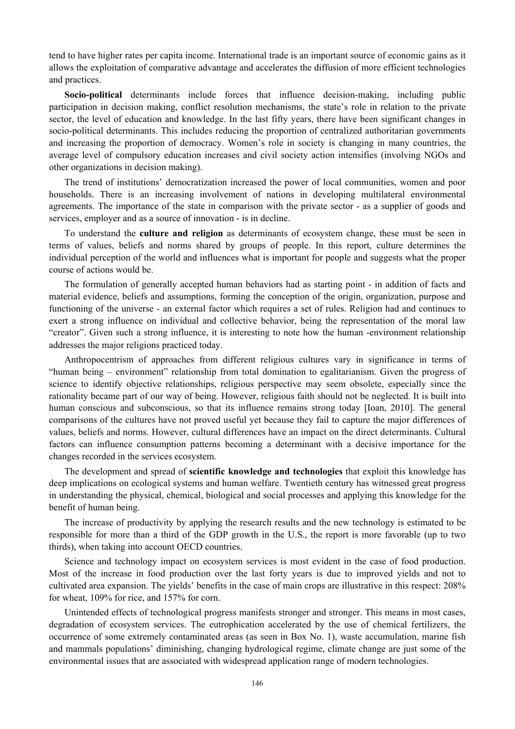tend to have higher rates per capita income. International trade is an important source of economic gains as it allows the exploitation of comparative advantage and accelerates the diffusion of more efficient technologies and practices.

**Socio-political** determinants include forces that influence decision-making, including public participation in decision making, conflict resolution mechanisms, the state's role in relation to the private sector, the level of education and knowledge. In the last fifty years, there have been significant changes in socio-political determinants. This includes reducing the proportion of centralized authoritarian governments and increasing the proportion of democracy. Women's role in society is changing in many countries, the average level of compulsory education increases and civil society action intensifies (involving NGOs and other organizations in decision making).

The trend of institutions' democratization increased the power of local communities, women and poor households. There is an increasing involvement of nations in developing multilateral environmental agreements. The importance of the state in comparison with the private sector - as a supplier of goods and services, employer and as a source of innovation - is in decline.

To understand the **culture and religion** as determinants of ecosystem change, these must be seen in terms of values, beliefs and norms shared by groups of people. In this report, culture determines the individual perception of the world and influences what is important for people and suggests what the proper course of actions would be.

The formulation of generally accepted human behaviors had as starting point - in addition of facts and material evidence, beliefs and assumptions, forming the conception of the origin, organization, purpose and functioning of the universe - an external factor which requires a set of rules. Religion had and continues to exert a strong influence on individual and collective behavior, being the representation of the moral law "creator". Given such a strong influence, it is interesting to note how the human -environment relationship addresses the major religions practiced today.

Anthropocentrism of approaches from different religious cultures vary in significance in terms of "human being – environment" relationship from total domination to egalitarianism. Given the progress of science to identify objective relationships, religious perspective may seem obsolete, especially since the rationality became part of our way of being. However, religious faith should not be neglected. It is built into human conscious and subconscious, so that its influence remains strong today [Ioan, 2010]. The general comparisons of the cultures have not proved useful yet because they fail to capture the major differences of values, beliefs and norms. However, cultural differences have an impact on the direct determinants. Cultural factors can influence consumption patterns becoming a determinant with a decisive importance for the changes recorded in the services ecosystem.

The development and spread of **scientific knowledge and technologies** that exploit this knowledge has deep implications on ecological systems and human welfare. Twentieth century has witnessed great progress in understanding the physical, chemical, biological and social processes and applying this knowledge for the benefit of human being.

The increase of productivity by applying the research results and the new technology is estimated to be responsible for more than a third of the GDP growth in the U.S., the report is more favorable (up to two thirds), when taking into account OECD countries.

Science and technology impact on ecosystem services is most evident in the case of food production. Most of the increase in food production over the last forty years is due to improved yields and not to cultivated area expansion. The yields' benefits in the case of main crops are illustrative in this respect: 208% for wheat, 109% for rice, and 157% for corn.

Unintended effects of technological progress manifests stronger and stronger. This means in most cases, degradation of ecosystem services. The eutrophication accelerated by the use of chemical fertilizers, the occurrence of some extremely contaminated areas (as seen in Box No. 1), waste accumulation, marine fish and mammals populations' diminishing, changing hydrological regime, climate change are just some of the environmental issues that are associated with widespread application range of modern technologies.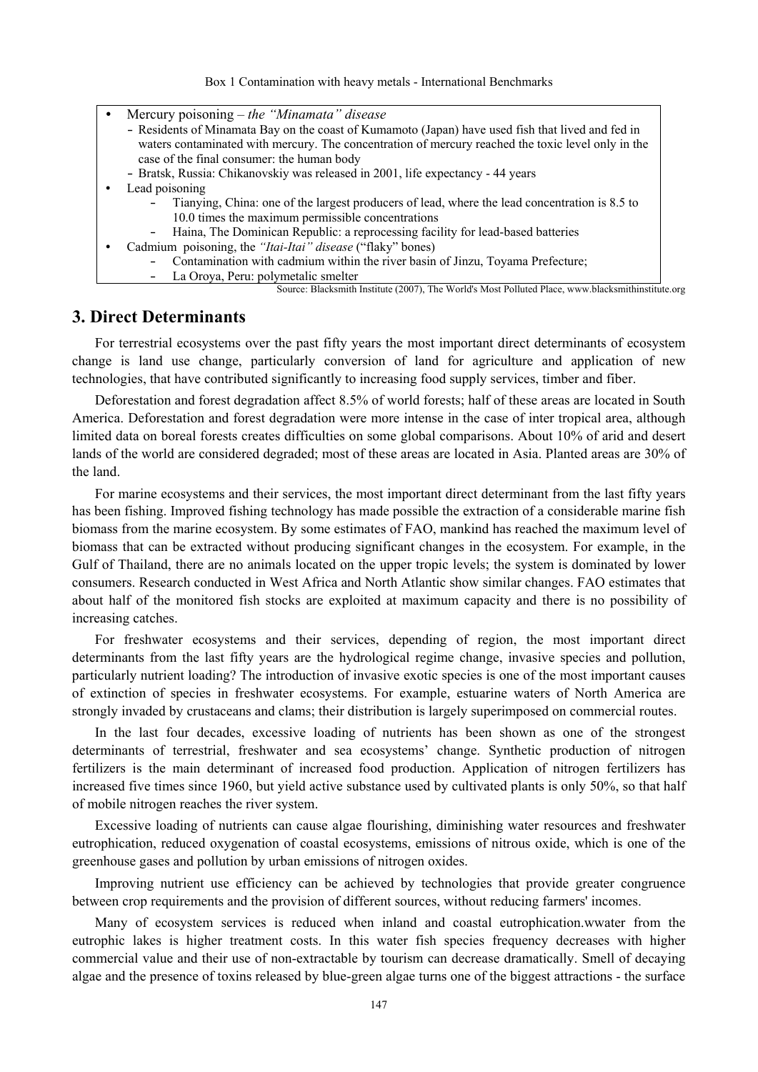Box 1 Contamination with heavy metals - International Benchmarks

- Mercury poisoning – *the "Minamata" disease*
  - Residents of Minamata Bay on the coast of Kumamoto (Japan) have used fish that lived and fed in waters contaminated with mercury. The concentration of mercury reached the toxic level only in the case of the final consumer: the human body
  - Bratsk, Russia: Chikanovskiy was released in 2001, life expectancy - 44 years
- Lead poisoning
  - Tianying, China: one of the largest producers of lead, where the lead concentration is 8.5 to 10.0 times the maximum permissible concentrations
  - Haina, The Dominican Republic: a reprocessing facility for lead-based batteries
- Cadmium poisoning, the *"Itai-Itai" disease* ("flaky" bones)
  - Contamination with cadmium within the river basin of Jinzu, Toyama Prefecture;
  - La Oroya, Peru: polymetalic smelter

Source: Blacksmith Institute (2007), The World's Most Polluted Place, www.blacksmithinstitute.org

## 3. Direct Determinants

For terrestrial ecosystems over the past fifty years the most important direct determinants of ecosystem change is land use change, particularly conversion of land for agriculture and application of new technologies, that have contributed significantly to increasing food supply services, timber and fiber.

Deforestation and forest degradation affect 8.5% of world forests; half of these areas are located in South America. Deforestation and forest degradation were more intense in the case of inter tropical area, although limited data on boreal forests creates difficulties on some global comparisons. About 10% of arid and desert lands of the world are considered degraded; most of these areas are located in Asia. Planted areas are 30% of the land.

For marine ecosystems and their services, the most important direct determinant from the last fifty years has been fishing. Improved fishing technology has made possible the extraction of a considerable marine fish biomass from the marine ecosystem. By some estimates of FAO, mankind has reached the maximum level of biomass that can be extracted without producing significant changes in the ecosystem. For example, in the Gulf of Thailand, there are no animals located on the upper tropic levels; the system is dominated by lower consumers. Research conducted in West Africa and North Atlantic show similar changes. FAO estimates that about half of the monitored fish stocks are exploited at maximum capacity and there is no possibility of increasing catches.

For freshwater ecosystems and their services, depending of region, the most important direct determinants from the last fifty years are the hydrological regime change, invasive species and pollution, particularly nutrient loading? The introduction of invasive exotic species is one of the most important causes of extinction of species in freshwater ecosystems. For example, estuarine waters of North America are strongly invaded by crustaceans and clams; their distribution is largely superimposed on commercial routes.

In the last four decades, excessive loading of nutrients has been shown as one of the strongest determinants of terrestrial, freshwater and sea ecosystems' change. Synthetic production of nitrogen fertilizers is the main determinant of increased food production. Application of nitrogen fertilizers has increased five times since 1960, but yield active substance used by cultivated plants is only 50%, so that half of mobile nitrogen reaches the river system.

Excessive loading of nutrients can cause algae flourishing, diminishing water resources and freshwater eutrophication, reduced oxygenation of coastal ecosystems, emissions of nitrous oxide, which is one of the greenhouse gases and pollution by urban emissions of nitrogen oxides.

Improving nutrient use efficiency can be achieved by technologies that provide greater congruence between crop requirements and the provision of different sources, without reducing farmers' incomes.

Many of ecosystem services is reduced when inland and coastal eutrophication.wwater from the eutrophic lakes is higher treatment costs. In this water fish species frequency decreases with higher commercial value and their use of non-extractable by tourism can decrease dramatically. Smell of decaying algae and the presence of toxins released by blue-green algae turns one of the biggest attractions - the surface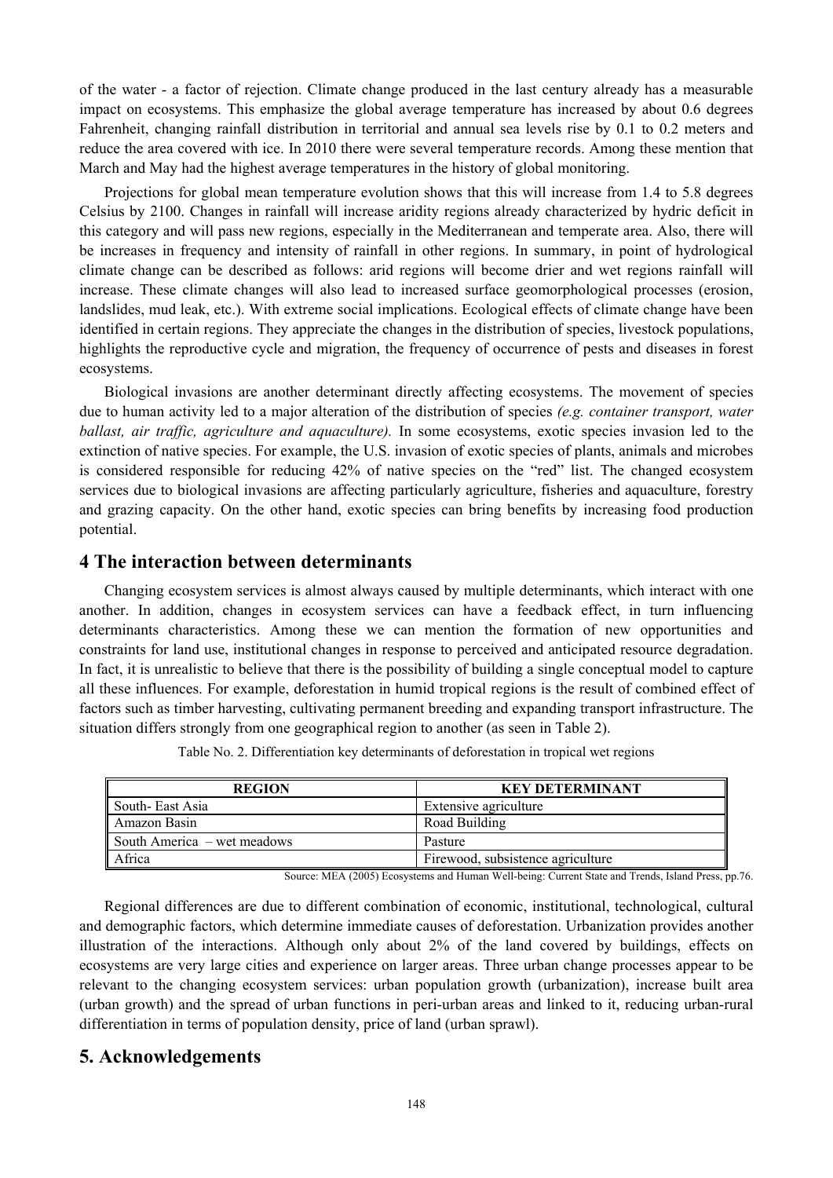of the water - a factor of rejection. Climate change produced in the last century already has a measurable impact on ecosystems. This emphasize the global average temperature has increased by about 0.6 degrees Fahrenheit, changing rainfall distribution in territorial and annual sea levels rise by 0.1 to 0.2 meters and reduce the area covered with ice. In 2010 there were several temperature records. Among these mention that March and May had the highest average temperatures in the history of global monitoring.

Projections for global mean temperature evolution shows that this will increase from 1.4 to 5.8 degrees Celsius by 2100. Changes in rainfall will increase aridity regions already characterized by hydric deficit in this category and will pass new regions, especially in the Mediterranean and temperate area. Also, there will be increases in frequency and intensity of rainfall in other regions. In summary, in point of hydrological climate change can be described as follows: arid regions will become drier and wet regions rainfall will increase. These climate changes will also lead to increased surface geomorphological processes (erosion, landslides, mud leak, etc.). With extreme social implications. Ecological effects of climate change have been identified in certain regions. They appreciate the changes in the distribution of species, livestock populations, highlights the reproductive cycle and migration, the frequency of occurrence of pests and diseases in forest ecosystems.

Biological invasions are another determinant directly affecting ecosystems. The movement of species due to human activity led to a major alteration of the distribution of species *(e.g. container transport, water ballast, air traffic, agriculture and aquaculture).* In some ecosystems, exotic species invasion led to the extinction of native species. For example, the U.S. invasion of exotic species of plants, animals and microbes is considered responsible for reducing 42% of native species on the "red" list. The changed ecosystem services due to biological invasions are affecting particularly agriculture, fisheries and aquaculture, forestry and grazing capacity. On the other hand, exotic species can bring benefits by increasing food production potential.

## 4 The interaction between determinants

Changing ecosystem services is almost always caused by multiple determinants, which interact with one another. In addition, changes in ecosystem services can have a feedback effect, in turn influencing determinants characteristics. Among these we can mention the formation of new opportunities and constraints for land use, institutional changes in response to perceived and anticipated resource degradation. In fact, it is unrealistic to believe that there is the possibility of building a single conceptual model to capture all these influences. For example, deforestation in humid tropical regions is the result of combined effect of factors such as timber harvesting, cultivating permanent breeding and expanding transport infrastructure. The situation differs strongly from one geographical region to another (as seen in Table 2).

Table No. 2. Differentiation key determinants of deforestation in tropical wet regions

| REGION | KEY DETERMINANT |
|---|---|
| South- East Asia | Extensive agriculture |
| Amazon Basin | Road Building |
| South America – wet meadows | Pasture |
| Africa | Firewood, subsistence agriculture |

Source: MEA (2005) Ecosystems and Human Well-being: Current State and Trends, Island Press, pp.76.

Regional differences are due to different combination of economic, institutional, technological, cultural and demographic factors, which determine immediate causes of deforestation. Urbanization provides another illustration of the interactions. Although only about 2% of the land covered by buildings, effects on ecosystems are very large cities and experience on larger areas. Three urban change processes appear to be relevant to the changing ecosystem services: urban population growth (urbanization), increase built area (urban growth) and the spread of urban functions in peri-urban areas and linked to it, reducing urban-rural differentiation in terms of population density, price of land (urban sprawl).

## 5. Acknowledgements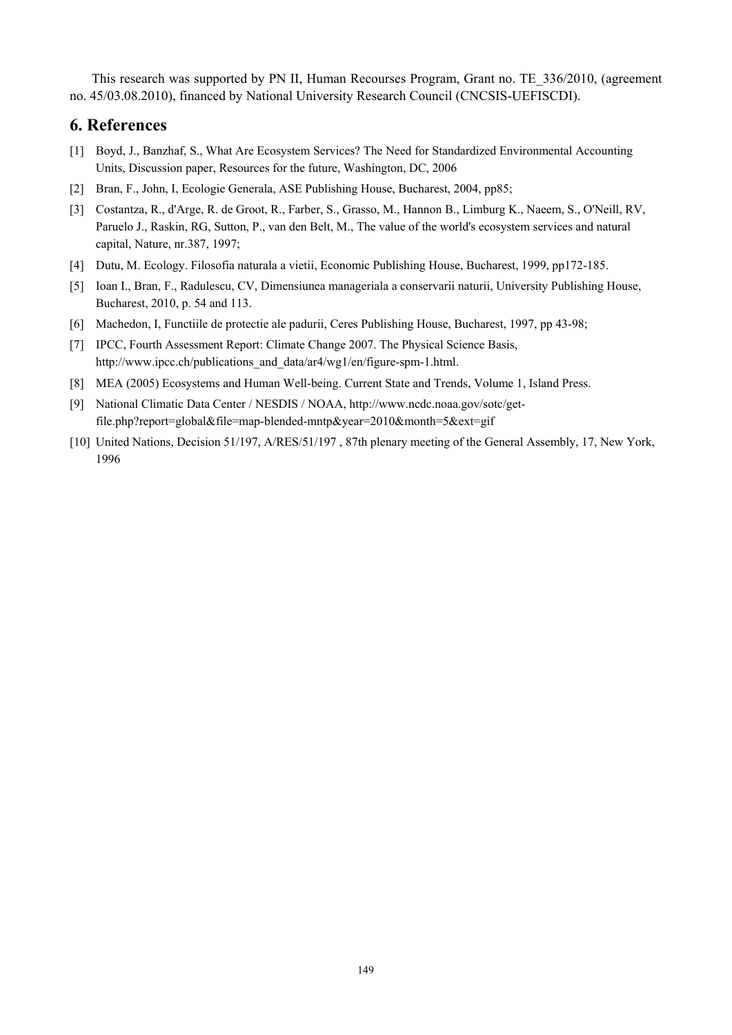This research was supported by PN II, Human Recourses Program, Grant no. TE_336/2010, (agreement no. 45/03.08.2010), financed by National University Research Council (CNCSIS-UEFISCDI).

## 6. References

[1] Boyd, J., Banzhaf, S., What Are Ecosystem Services? The Need for Standardized Environmental Accounting Units, Discussion paper, Resources for the future, Washington, DC, 2006

[2] Bran, F., John, I, Ecologie Generala, ASE Publishing House, Bucharest, 2004, pp85;

[3] Costantza, R., d'Arge, R. de Groot, R., Farber, S., Grasso, M., Hannon B., Limburg K., Naeem, S., O'Neill, RV, Paruelo J., Raskin, RG, Sutton, P., van den Belt, M., The value of the world's ecosystem services and natural capital, Nature, nr.387, 1997;

[4] Dutu, M. Ecology. Filosofia naturala a vietii, Economic Publishing House, Bucharest, 1999, pp172-185.

[5] Ioan I., Bran, F., Radulescu, CV, Dimensiunea manageriala a conservarii naturii, University Publishing House, Bucharest, 2010, p. 54 and 113.

[6] Machedon, I, Functiile de protectie ale padurii, Ceres Publishing House, Bucharest, 1997, pp 43-98;

[7] IPCC, Fourth Assessment Report: Climate Change 2007. The Physical Science Basis, http://www.ipcc.ch/publications_and_data/ar4/wg1/en/figure-spm-1.html.

[8] MEA (2005) Ecosystems and Human Well-being. Current State and Trends, Volume 1, Island Press.

[9] National Climatic Data Center / NESDIS / NOAA, http://www.ncdc.noaa.gov/sotc/get-file.php?report=global&file=map-blended-mntp&year=2010&month=5&ext=gif

[10] United Nations, Decision 51/197, A/RES/51/197 , 87th plenary meeting of the General Assembly, 17, New York, 1996